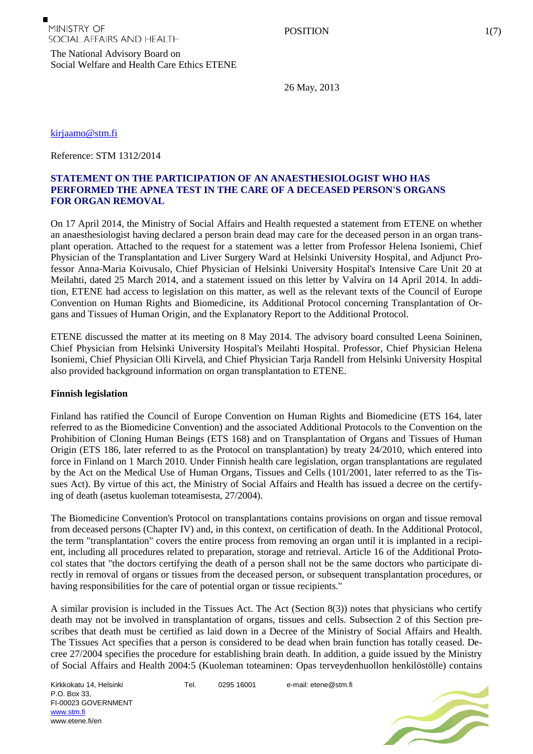MINISTRY OF SOCIAL AFFAIRS AND HEALTH

POSITION

The National Advisory Board on Social Welfare and Health Care Ethics ETENE

26 May, 2013

kirjaamo@stm.fi

Reference: STM 1312/2014

## STATEMENT ON THE PARTICIPATION OF AN ANAESTHESIOLOGIST WHO HAS PERFORMED THE APNEA TEST IN THE CARE OF A DECEASED PERSON'S ORGANS FOR ORGAN REMOVAL

On 17 April 2014, the Ministry of Social Affairs and Health requested a statement from ETENE on whether an anaesthesiologist having declared a person brain dead may care for the deceased person in an organ transplant operation. Attached to the request for a statement was a letter from Professor Helena Isoniemi, Chief Physician of the Transplantation and Liver Surgery Ward at Helsinki University Hospital, and Adjunct Professor Anna-Maria Koivusalo, Chief Physician of Helsinki University Hospital's Intensive Care Unit 20 at Meilahti, dated 25 March 2014, and a statement issued on this letter by Valvira on 14 April 2014. In addition, ETENE had access to legislation on this matter, as well as the relevant texts of the Council of Europe Convention on Human Rights and Biomedicine, its Additional Protocol concerning Transplantation of Organs and Tissues of Human Origin, and the Explanatory Report to the Additional Protocol.

ETENE discussed the matter at its meeting on 8 May 2014. The advisory board consulted Leena Soininen, Chief Physician from Helsinki University Hospital's Meilahti Hospital. Professor, Chief Physician Helena Isoniemi, Chief Physician Olli Kirvelä, and Chief Physician Tarja Randell from Helsinki University Hospital also provided background information on organ transplantation to ETENE.

**Finnish legislation**

Finland has ratified the Council of Europe Convention on Human Rights and Biomedicine (ETS 164, later referred to as the Biomedicine Convention) and the associated Additional Protocols to the Convention on the Prohibition of Cloning Human Beings (ETS 168) and on Transplantation of Organs and Tissues of Human Origin (ETS 186, later referred to as the Protocol on transplantation) by treaty 24/2010, which entered into force in Finland on 1 March 2010. Under Finnish health care legislation, organ transplantations are regulated by the Act on the Medical Use of Human Organs, Tissues and Cells (101/2001, later referred to as the Tissues Act). By virtue of this act, the Ministry of Social Affairs and Health has issued a decree on the certifying of death (asetus kuoleman toteamisesta, 27/2004).

The Biomedicine Convention's Protocol on transplantations contains provisions on organ and tissue removal from deceased persons (Chapter IV) and, in this context, on certification of death. In the Additional Protocol, the term "transplantation" covers the entire process from removing an organ until it is implanted in a recipient, including all procedures related to preparation, storage and retrieval. Article 16 of the Additional Protocol states that "the doctors certifying the death of a person shall not be the same doctors who participate directly in removal of organs or tissues from the deceased person, or subsequent transplantation procedures, or having responsibilities for the care of potential organ or tissue recipients."

A similar provision is included in the Tissues Act. The Act (Section 8(3)) notes that physicians who certify death may not be involved in transplantation of organs, tissues and cells. Subsection 2 of this Section prescribes that death must be certified as laid down in a Decree of the Ministry of Social Affairs and Health. The Tissues Act specifies that a person is considered to be dead when brain function has totally ceased. Decree 27/2004 specifies the procedure for establishing brain death. In addition, a guide issued by the Ministry of Social Affairs and Health 2004:5 (Kuoleman toteaminen: Opas terveydenhuollon henkilöstölle) contains

Kirkkokatu 14, Helsinki
P.O. Box 33,
FI-00023 GOVERNMENT
www.stm.fi
www.etene.fi/en

Tel. 0295 16001

e-mail: etene@stm.fi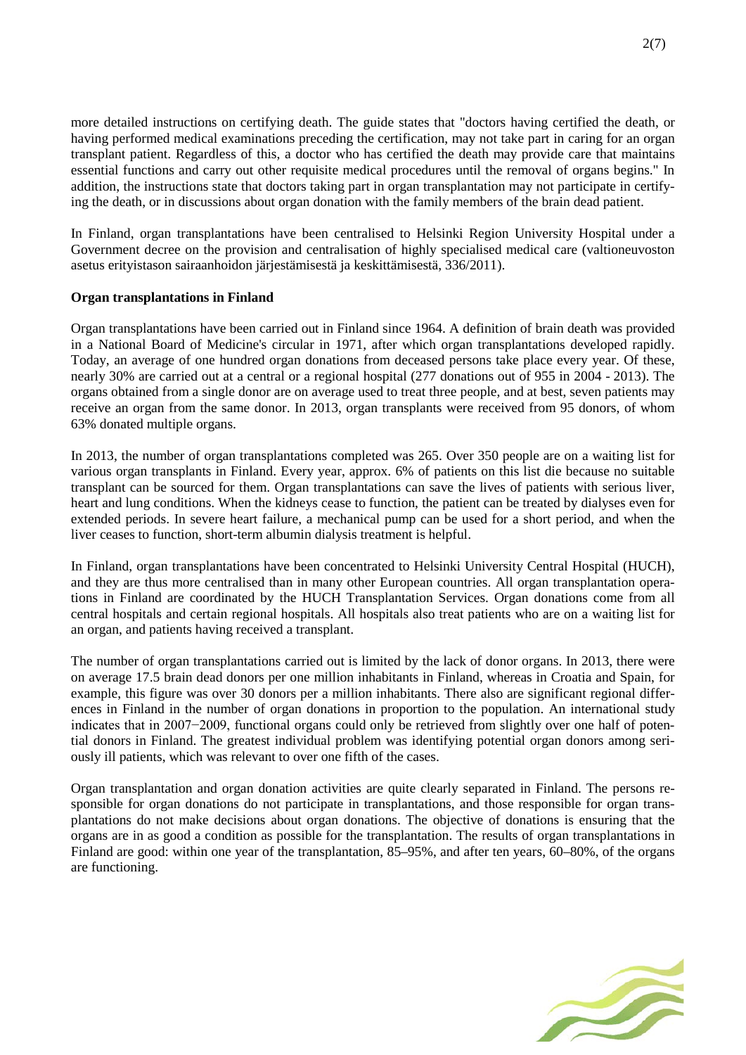more detailed instructions on certifying death. The guide states that "doctors having certified the death, or having performed medical examinations preceding the certification, may not take part in caring for an organ transplant patient. Regardless of this, a doctor who has certified the death may provide care that maintains essential functions and carry out other requisite medical procedures until the removal of organs begins." In addition, the instructions state that doctors taking part in organ transplantation may not participate in certifying the death, or in discussions about organ donation with the family members of the brain dead patient.

In Finland, organ transplantations have been centralised to Helsinki Region University Hospital under a Government decree on the provision and centralisation of highly specialised medical care (valtioneuvoston asetus erityistason sairaanhoidon järjestämisestä ja keskittämisestä, 336/2011).

**Organ transplantations in Finland**

Organ transplantations have been carried out in Finland since 1964. A definition of brain death was provided in a National Board of Medicine's circular in 1971, after which organ transplantations developed rapidly. Today, an average of one hundred organ donations from deceased persons take place every year. Of these, nearly 30% are carried out at a central or a regional hospital (277 donations out of 955 in 2004 - 2013). The organs obtained from a single donor are on average used to treat three people, and at best, seven patients may receive an organ from the same donor. In 2013, organ transplants were received from 95 donors, of whom 63% donated multiple organs.

In 2013, the number of organ transplantations completed was 265. Over 350 people are on a waiting list for various organ transplants in Finland. Every year, approx. 6% of patients on this list die because no suitable transplant can be sourced for them. Organ transplantations can save the lives of patients with serious liver, heart and lung conditions. When the kidneys cease to function, the patient can be treated by dialyses even for extended periods. In severe heart failure, a mechanical pump can be used for a short period, and when the liver ceases to function, short-term albumin dialysis treatment is helpful.

In Finland, organ transplantations have been concentrated to Helsinki University Central Hospital (HUCH), and they are thus more centralised than in many other European countries. All organ transplantation operations in Finland are coordinated by the HUCH Transplantation Services. Organ donations come from all central hospitals and certain regional hospitals. All hospitals also treat patients who are on a waiting list for an organ, and patients having received a transplant.

The number of organ transplantations carried out is limited by the lack of donor organs. In 2013, there were on average 17.5 brain dead donors per one million inhabitants in Finland, whereas in Croatia and Spain, for example, this figure was over 30 donors per a million inhabitants. There also are significant regional differences in Finland in the number of organ donations in proportion to the population. An international study indicates that in 2007−2009, functional organs could only be retrieved from slightly over one half of potential donors in Finland. The greatest individual problem was identifying potential organ donors among seriously ill patients, which was relevant to over one fifth of the cases.

Organ transplantation and organ donation activities are quite clearly separated in Finland. The persons responsible for organ donations do not participate in transplantations, and those responsible for organ transplantations do not make decisions about organ donations. The objective of donations is ensuring that the organs are in as good a condition as possible for the transplantation. The results of organ transplantations in Finland are good: within one year of the transplantation, 85–95%, and after ten years, 60–80%, of the organs are functioning.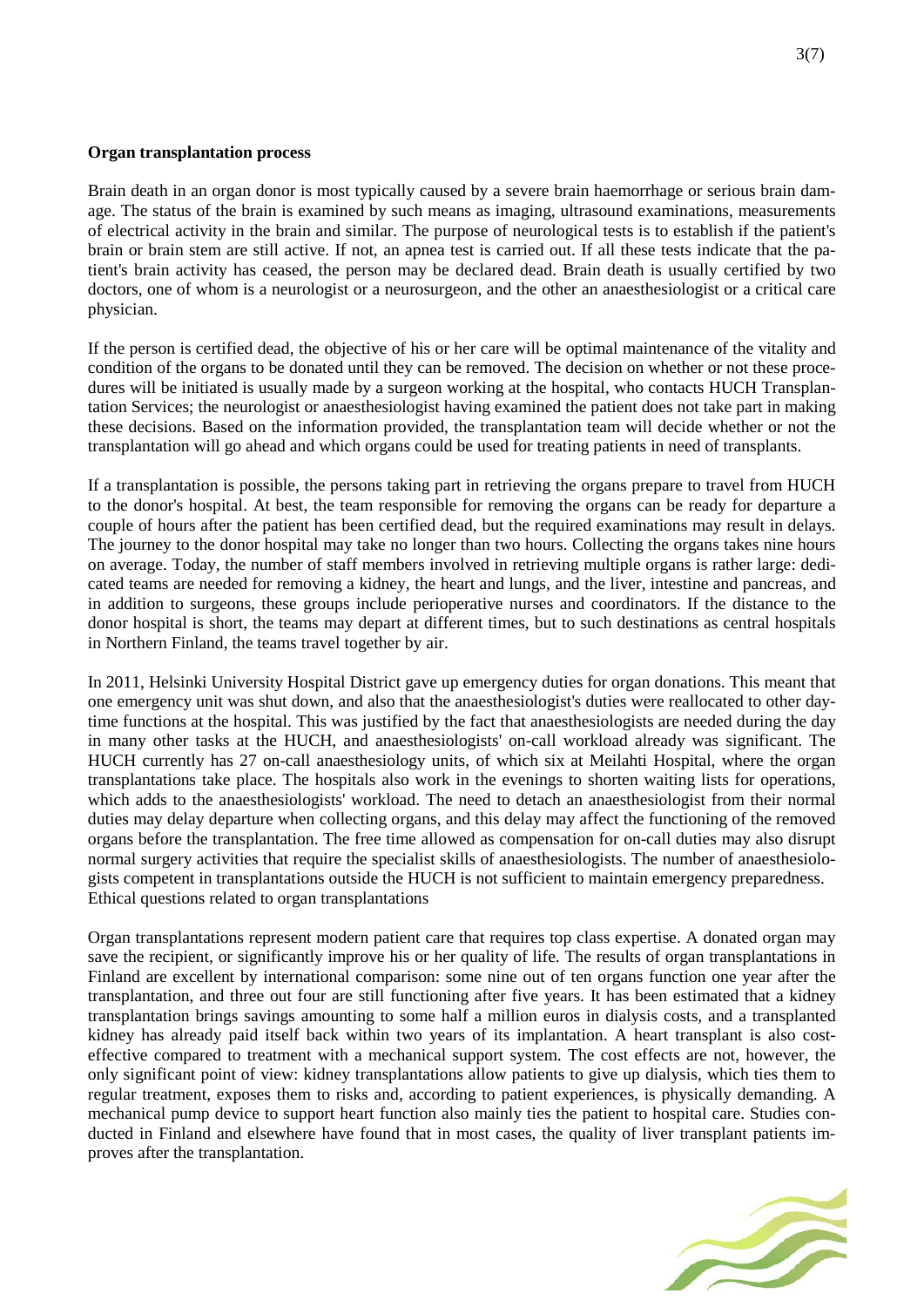**Organ transplantation process**

Brain death in an organ donor is most typically caused by a severe brain haemorrhage or serious brain damage. The status of the brain is examined by such means as imaging, ultrasound examinations, measurements of electrical activity in the brain and similar. The purpose of neurological tests is to establish if the patient's brain or brain stem are still active. If not, an apnea test is carried out. If all these tests indicate that the patient's brain activity has ceased, the person may be declared dead. Brain death is usually certified by two doctors, one of whom is a neurologist or a neurosurgeon, and the other an anaesthesiologist or a critical care physician.

If the person is certified dead, the objective of his or her care will be optimal maintenance of the vitality and condition of the organs to be donated until they can be removed. The decision on whether or not these procedures will be initiated is usually made by a surgeon working at the hospital, who contacts HUCH Transplantation Services; the neurologist or anaesthesiologist having examined the patient does not take part in making these decisions. Based on the information provided, the transplantation team will decide whether or not the transplantation will go ahead and which organs could be used for treating patients in need of transplants.

If a transplantation is possible, the persons taking part in retrieving the organs prepare to travel from HUCH to the donor's hospital. At best, the team responsible for removing the organs can be ready for departure a couple of hours after the patient has been certified dead, but the required examinations may result in delays. The journey to the donor hospital may take no longer than two hours. Collecting the organs takes nine hours on average. Today, the number of staff members involved in retrieving multiple organs is rather large: dedicated teams are needed for removing a kidney, the heart and lungs, and the liver, intestine and pancreas, and in addition to surgeons, these groups include perioperative nurses and coordinators. If the distance to the donor hospital is short, the teams may depart at different times, but to such destinations as central hospitals in Northern Finland, the teams travel together by air.

In 2011, Helsinki University Hospital District gave up emergency duties for organ donations. This meant that one emergency unit was shut down, and also that the anaesthesiologist's duties were reallocated to other daytime functions at the hospital. This was justified by the fact that anaesthesiologists are needed during the day in many other tasks at the HUCH, and anaesthesiologists' on-call workload already was significant. The HUCH currently has 27 on-call anaesthesiology units, of which six at Meilahti Hospital, where the organ transplantations take place. The hospitals also work in the evenings to shorten waiting lists for operations, which adds to the anaesthesiologists' workload. The need to detach an anaesthesiologist from their normal duties may delay departure when collecting organs, and this delay may affect the functioning of the removed organs before the transplantation. The free time allowed as compensation for on-call duties may also disrupt normal surgery activities that require the specialist skills of anaesthesiologists. The number of anaesthesiologists competent in transplantations outside the HUCH is not sufficient to maintain emergency preparedness.

Ethical questions related to organ transplantations

Organ transplantations represent modern patient care that requires top class expertise. A donated organ may save the recipient, or significantly improve his or her quality of life. The results of organ transplantations in Finland are excellent by international comparison: some nine out of ten organs function one year after the transplantation, and three out four are still functioning after five years. It has been estimated that a kidney transplantation brings savings amounting to some half a million euros in dialysis costs, and a transplanted kidney has already paid itself back within two years of its implantation. A heart transplant is also cost-effective compared to treatment with a mechanical support system. The cost effects are not, however, the only significant point of view: kidney transplantations allow patients to give up dialysis, which ties them to regular treatment, exposes them to risks and, according to patient experiences, is physically demanding. A mechanical pump device to support heart function also mainly ties the patient to hospital care. Studies conducted in Finland and elsewhere have found that in most cases, the quality of liver transplant patients improves after the transplantation.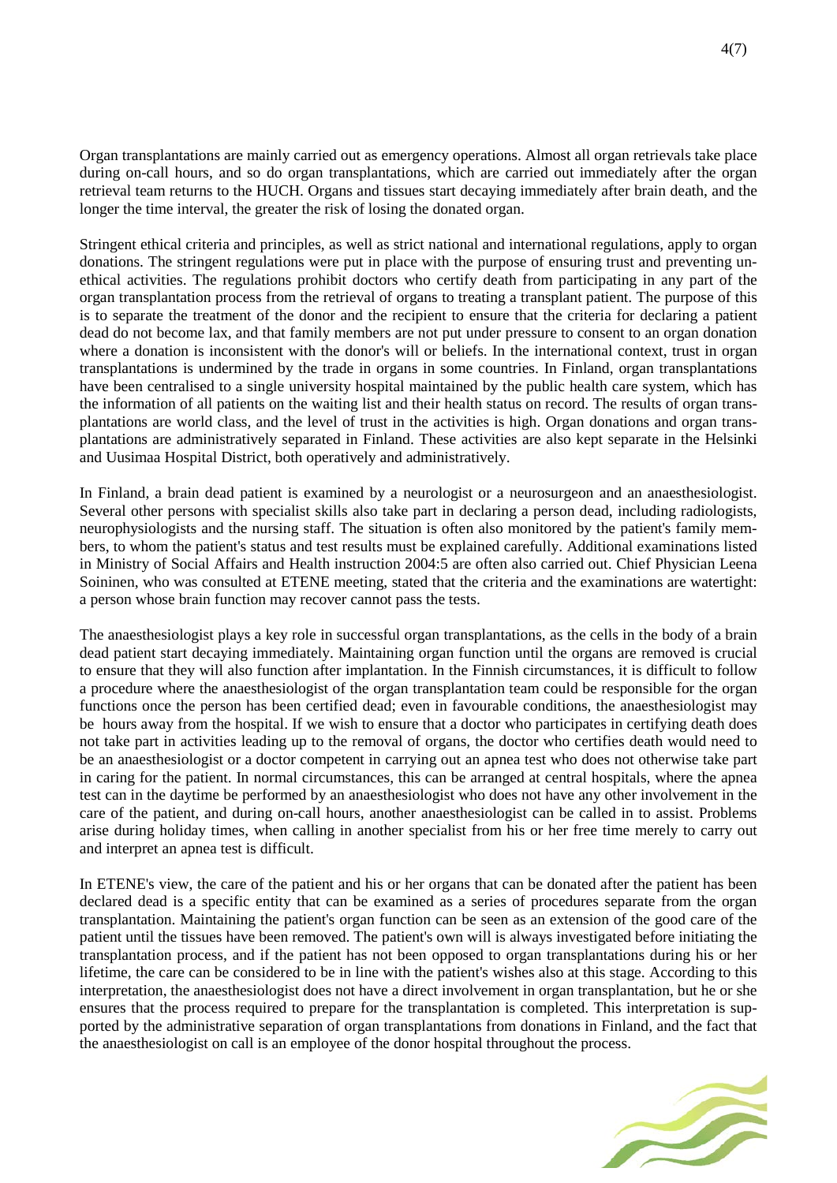Organ transplantations are mainly carried out as emergency operations. Almost all organ retrievals take place during on-call hours, and so do organ transplantations, which are carried out immediately after the organ retrieval team returns to the HUCH. Organs and tissues start decaying immediately after brain death, and the longer the time interval, the greater the risk of losing the donated organ.

Stringent ethical criteria and principles, as well as strict national and international regulations, apply to organ donations. The stringent regulations were put in place with the purpose of ensuring trust and preventing unethical activities. The regulations prohibit doctors who certify death from participating in any part of the organ transplantation process from the retrieval of organs to treating a transplant patient. The purpose of this is to separate the treatment of the donor and the recipient to ensure that the criteria for declaring a patient dead do not become lax, and that family members are not put under pressure to consent to an organ donation where a donation is inconsistent with the donor's will or beliefs. In the international context, trust in organ transplantations is undermined by the trade in organs in some countries. In Finland, organ transplantations have been centralised to a single university hospital maintained by the public health care system, which has the information of all patients on the waiting list and their health status on record. The results of organ transplantations are world class, and the level of trust in the activities is high. Organ donations and organ transplantations are administratively separated in Finland. These activities are also kept separate in the Helsinki and Uusimaa Hospital District, both operatively and administratively.

In Finland, a brain dead patient is examined by a neurologist or a neurosurgeon and an anaesthesiologist. Several other persons with specialist skills also take part in declaring a person dead, including radiologists, neurophysiologists and the nursing staff. The situation is often also monitored by the patient's family members, to whom the patient's status and test results must be explained carefully. Additional examinations listed in Ministry of Social Affairs and Health instruction 2004:5 are often also carried out. Chief Physician Leena Soininen, who was consulted at ETENE meeting, stated that the criteria and the examinations are watertight: a person whose brain function may recover cannot pass the tests.

The anaesthesiologist plays a key role in successful organ transplantations, as the cells in the body of a brain dead patient start decaying immediately. Maintaining organ function until the organs are removed is crucial to ensure that they will also function after implantation. In the Finnish circumstances, it is difficult to follow a procedure where the anaesthesiologist of the organ transplantation team could be responsible for the organ functions once the person has been certified dead; even in favourable conditions, the anaesthesiologist may be hours away from the hospital. If we wish to ensure that a doctor who participates in certifying death does not take part in activities leading up to the removal of organs, the doctor who certifies death would need to be an anaesthesiologist or a doctor competent in carrying out an apnea test who does not otherwise take part in caring for the patient. In normal circumstances, this can be arranged at central hospitals, where the apnea test can in the daytime be performed by an anaesthesiologist who does not have any other involvement in the care of the patient, and during on-call hours, another anaesthesiologist can be called in to assist. Problems arise during holiday times, when calling in another specialist from his or her free time merely to carry out and interpret an apnea test is difficult.

In ETENE's view, the care of the patient and his or her organs that can be donated after the patient has been declared dead is a specific entity that can be examined as a series of procedures separate from the organ transplantation. Maintaining the patient's organ function can be seen as an extension of the good care of the patient until the tissues have been removed. The patient's own will is always investigated before initiating the transplantation process, and if the patient has not been opposed to organ transplantations during his or her lifetime, the care can be considered to be in line with the patient's wishes also at this stage. According to this interpretation, the anaesthesiologist does not have a direct involvement in organ transplantation, but he or she ensures that the process required to prepare for the transplantation is completed. This interpretation is supported by the administrative separation of organ transplantations from donations in Finland, and the fact that the anaesthesiologist on call is an employee of the donor hospital throughout the process.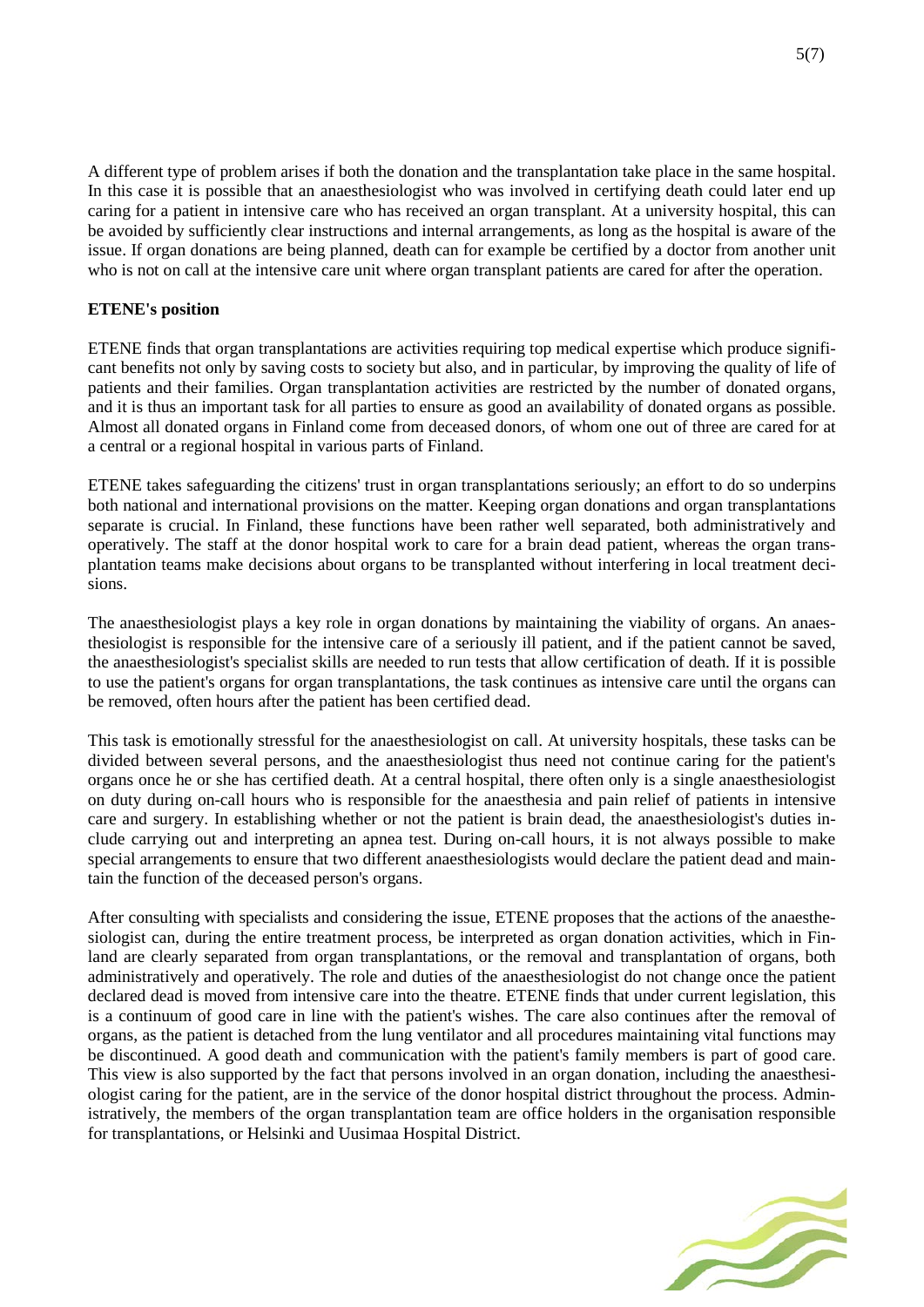A different type of problem arises if both the donation and the transplantation take place in the same hospital. In this case it is possible that an anaesthesiologist who was involved in certifying death could later end up caring for a patient in intensive care who has received an organ transplant. At a university hospital, this can be avoided by sufficiently clear instructions and internal arrangements, as long as the hospital is aware of the issue. If organ donations are being planned, death can for example be certified by a doctor from another unit who is not on call at the intensive care unit where organ transplant patients are cared for after the operation.

**ETENE's position**

ETENE finds that organ transplantations are activities requiring top medical expertise which produce significant benefits not only by saving costs to society but also, and in particular, by improving the quality of life of patients and their families. Organ transplantation activities are restricted by the number of donated organs, and it is thus an important task for all parties to ensure as good an availability of donated organs as possible. Almost all donated organs in Finland come from deceased donors, of whom one out of three are cared for at a central or a regional hospital in various parts of Finland.

ETENE takes safeguarding the citizens' trust in organ transplantations seriously; an effort to do so underpins both national and international provisions on the matter. Keeping organ donations and organ transplantations separate is crucial. In Finland, these functions have been rather well separated, both administratively and operatively. The staff at the donor hospital work to care for a brain dead patient, whereas the organ transplantation teams make decisions about organs to be transplanted without interfering in local treatment decisions.

The anaesthesiologist plays a key role in organ donations by maintaining the viability of organs. An anaesthesiologist is responsible for the intensive care of a seriously ill patient, and if the patient cannot be saved, the anaesthesiologist's specialist skills are needed to run tests that allow certification of death. If it is possible to use the patient's organs for organ transplantations, the task continues as intensive care until the organs can be removed, often hours after the patient has been certified dead.

This task is emotionally stressful for the anaesthesiologist on call. At university hospitals, these tasks can be divided between several persons, and the anaesthesiologist thus need not continue caring for the patient's organs once he or she has certified death. At a central hospital, there often only is a single anaesthesiologist on duty during on-call hours who is responsible for the anaesthesia and pain relief of patients in intensive care and surgery. In establishing whether or not the patient is brain dead, the anaesthesiologist's duties include carrying out and interpreting an apnea test. During on-call hours, it is not always possible to make special arrangements to ensure that two different anaesthesiologists would declare the patient dead and maintain the function of the deceased person's organs.

After consulting with specialists and considering the issue, ETENE proposes that the actions of the anaesthesiologist can, during the entire treatment process, be interpreted as organ donation activities, which in Finland are clearly separated from organ transplantations, or the removal and transplantation of organs, both administratively and operatively. The role and duties of the anaesthesiologist do not change once the patient declared dead is moved from intensive care into the theatre. ETENE finds that under current legislation, this is a continuum of good care in line with the patient's wishes. The care also continues after the removal of organs, as the patient is detached from the lung ventilator and all procedures maintaining vital functions may be discontinued. A good death and communication with the patient's family members is part of good care. This view is also supported by the fact that persons involved in an organ donation, including the anaesthesiologist caring for the patient, are in the service of the donor hospital district throughout the process. Administratively, the members of the organ transplantation team are office holders in the organisation responsible for transplantations, or Helsinki and Uusimaa Hospital District.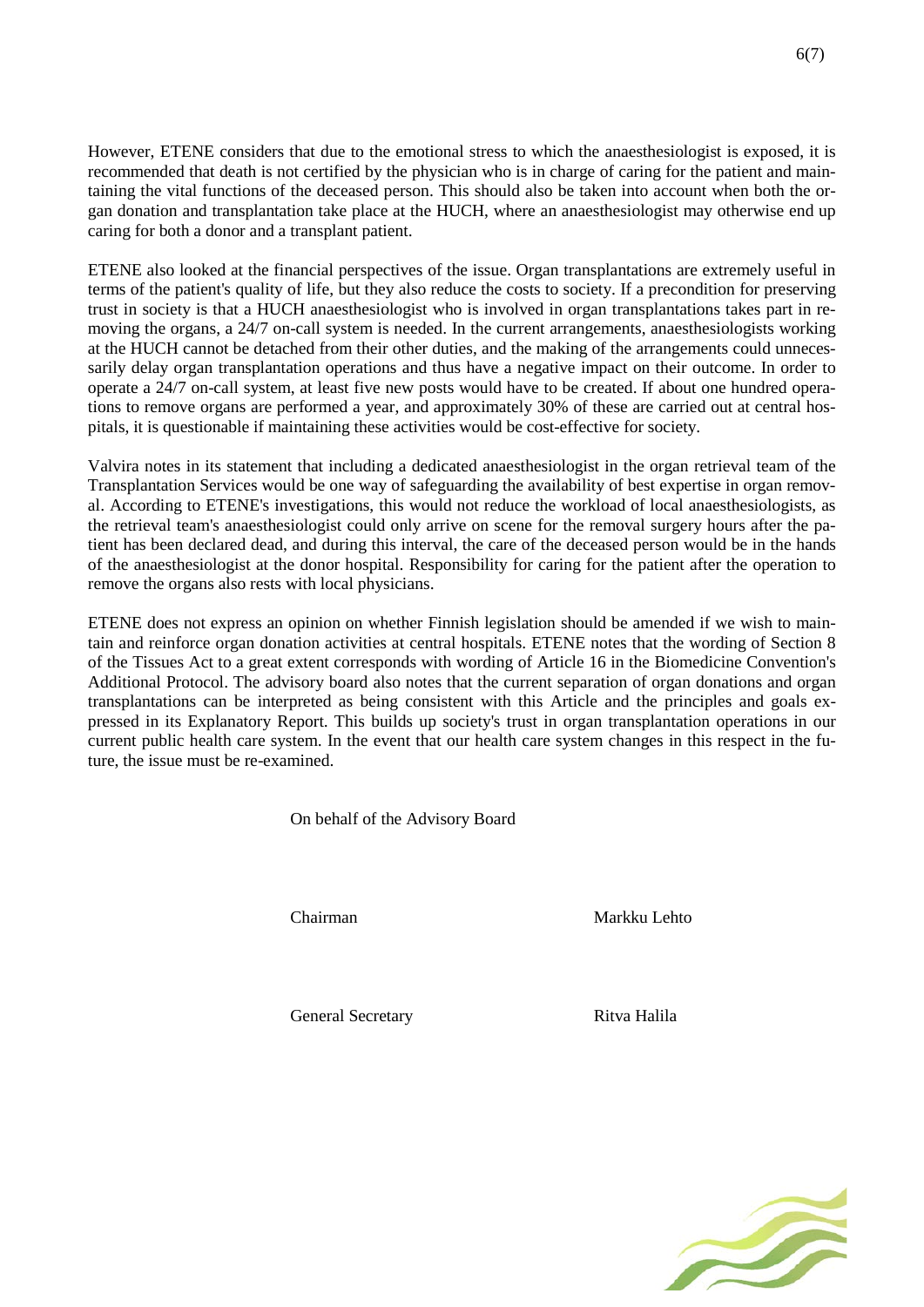However, ETENE considers that due to the emotional stress to which the anaesthesiologist is exposed, it is recommended that death is not certified by the physician who is in charge of caring for the patient and maintaining the vital functions of the deceased person. This should also be taken into account when both the organ donation and transplantation take place at the HUCH, where an anaesthesiologist may otherwise end up caring for both a donor and a transplant patient.

ETENE also looked at the financial perspectives of the issue. Organ transplantations are extremely useful in terms of the patient's quality of life, but they also reduce the costs to society. If a precondition for preserving trust in society is that a HUCH anaesthesiologist who is involved in organ transplantations takes part in removing the organs, a 24/7 on-call system is needed. In the current arrangements, anaesthesiologists working at the HUCH cannot be detached from their other duties, and the making of the arrangements could unnecessarily delay organ transplantation operations and thus have a negative impact on their outcome. In order to operate a 24/7 on-call system, at least five new posts would have to be created. If about one hundred operations to remove organs are performed a year, and approximately 30% of these are carried out at central hospitals, it is questionable if maintaining these activities would be cost-effective for society.

Valvira notes in its statement that including a dedicated anaesthesiologist in the organ retrieval team of the Transplantation Services would be one way of safeguarding the availability of best expertise in organ removal. According to ETENE's investigations, this would not reduce the workload of local anaesthesiologists, as the retrieval team's anaesthesiologist could only arrive on scene for the removal surgery hours after the patient has been declared dead, and during this interval, the care of the deceased person would be in the hands of the anaesthesiologist at the donor hospital. Responsibility for caring for the patient after the operation to remove the organs also rests with local physicians.

ETENE does not express an opinion on whether Finnish legislation should be amended if we wish to maintain and reinforce organ donation activities at central hospitals. ETENE notes that the wording of Section 8 of the Tissues Act to a great extent corresponds with wording of Article 16 in the Biomedicine Convention's Additional Protocol. The advisory board also notes that the current separation of organ donations and organ transplantations can be interpreted as being consistent with this Article and the principles and goals expressed in its Explanatory Report. This builds up society's trust in organ transplantation operations in our current public health care system. In the event that our health care system changes in this respect in the future, the issue must be re-examined.

On behalf of the Advisory Board

Chairman Markku Lehto

General Secretary Ritva Halila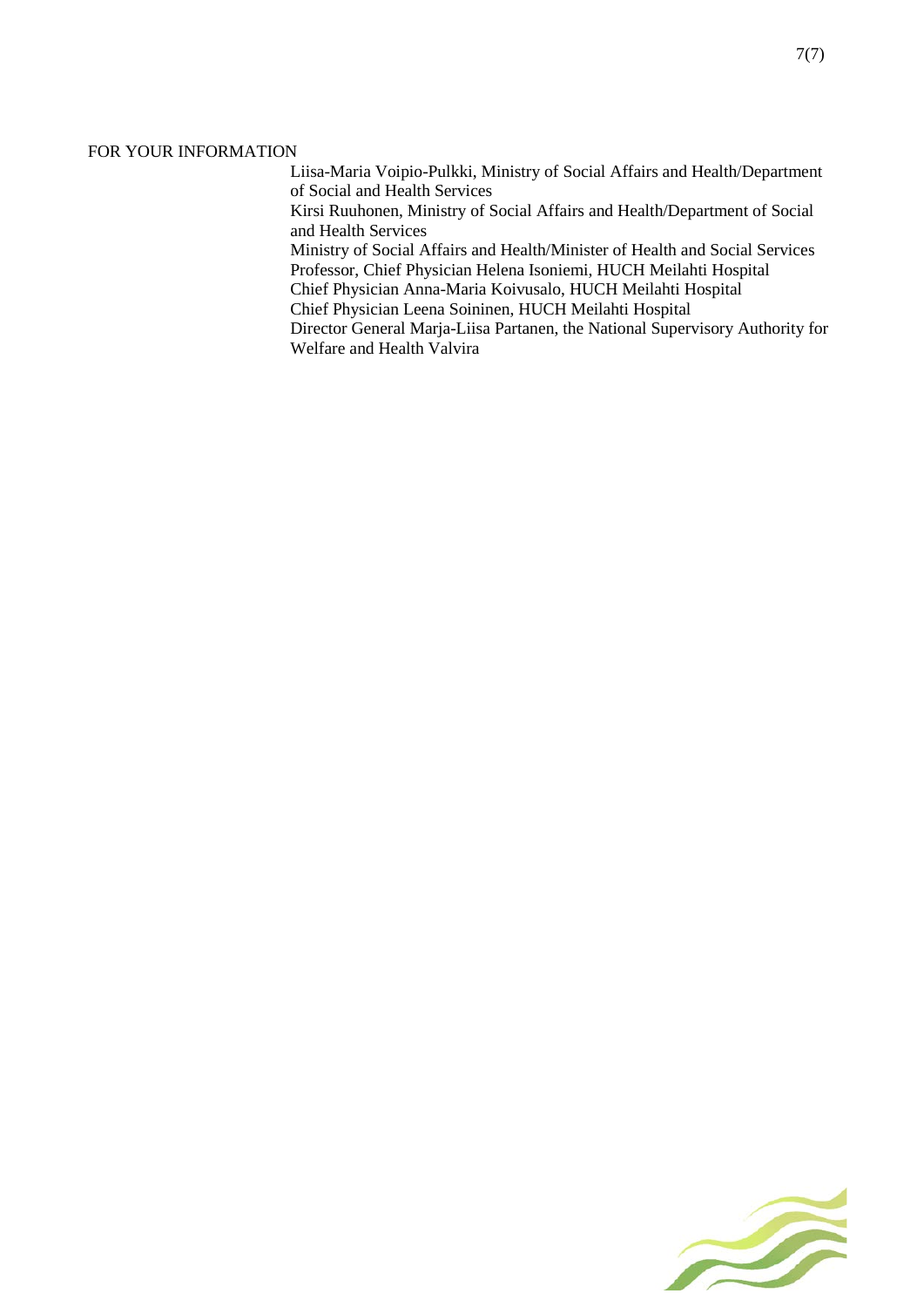FOR YOUR INFORMATION

Liisa-Maria Voipio-Pulkki, Ministry of Social Affairs and Health/Department of Social and Health Services

Kirsi Ruuhonen, Ministry of Social Affairs and Health/Department of Social and Health Services

Ministry of Social Affairs and Health/Minister of Health and Social Services

Professor, Chief Physician Helena Isoniemi, HUCH Meilahti Hospital

Chief Physician Anna-Maria Koivusalo, HUCH Meilahti Hospital

Chief Physician Leena Soininen, HUCH Meilahti Hospital

Director General Marja-Liisa Partanen, the National Supervisory Authority for Welfare and Health Valvira